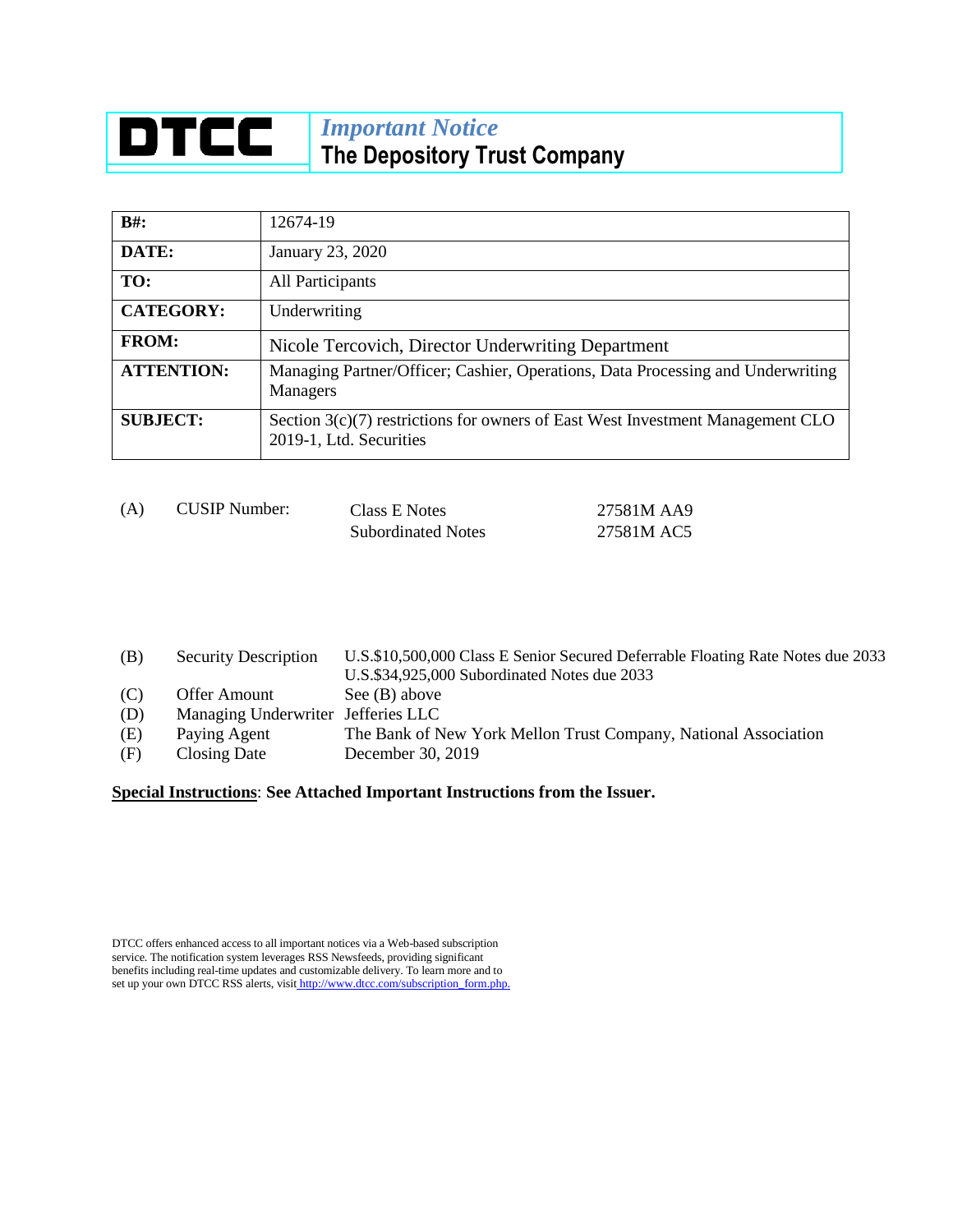**DTCC**

*Important Notice*
**The Depository Trust Company**

| | |
|---|---|
| **B#:** | 12674-19 |
| **DATE:** | January 23, 2020 |
| **TO:** | All Participants |
| **CATEGORY:** | Underwriting |
| **FROM:** | Nicole Tercovich, Director Underwriting Department |
| **ATTENTION:** | Managing Partner/Officer; Cashier, Operations, Data Processing and Underwriting Managers |
| **SUBJECT:** | Section 3(c)(7) restrictions for owners of East West Investment Management CLO 2019-1, Ltd. Securities |

| | | | |
|---|---|---|---|
| (A) | CUSIP Number: | Class E Notes | 27581M AA9 |
| | | Subordinated Notes | 27581M AC5 |

| | | |
|---|---|---|
| (B) | Security Description | U.S.$10,500,000 Class E Senior Secured Deferrable Floating Rate Notes due 2033<br>U.S.$34,925,000 Subordinated Notes due 2033 |
| (C) | Offer Amount | See (B) above |
| (D) | Managing Underwriter | Jefferies LLC |
| (E) | Paying Agent | The Bank of New York Mellon Trust Company, National Association |
| (F) | Closing Date | December 30, 2019 |

**Special Instructions**: **See Attached Important Instructions from the Issuer.**

DTCC offers enhanced access to all important notices via a Web-based subscription service. The notification system leverages RSS Newsfeeds, providing significant benefits including real-time updates and customizable delivery. To learn more and to set up your own DTCC RSS alerts, visit http://www.dtcc.com/subscription_form.php.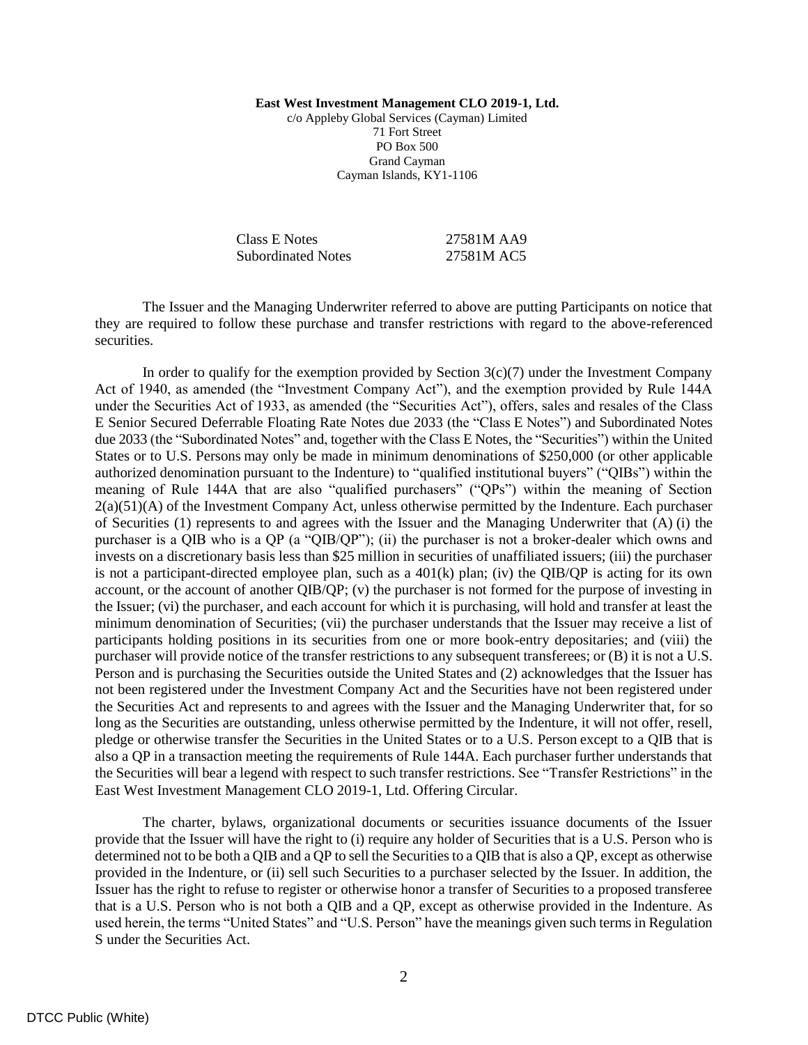**East West Investment Management CLO 2019-1, Ltd.**
c/o Appleby Global Services (Cayman) Limited
71 Fort Street
PO Box 500
Grand Cayman
Cayman Islands, KY1-1106

| | |
|---|---|
| Class E Notes | 27581M AA9 |
| Subordinated Notes | 27581M AC5 |

The Issuer and the Managing Underwriter referred to above are putting Participants on notice that they are required to follow these purchase and transfer restrictions with regard to the above-referenced securities.

In order to qualify for the exemption provided by Section 3(c)(7) under the Investment Company Act of 1940, as amended (the "Investment Company Act"), and the exemption provided by Rule 144A under the Securities Act of 1933, as amended (the "Securities Act"), offers, sales and resales of the Class E Senior Secured Deferrable Floating Rate Notes due 2033 (the "Class E Notes") and Subordinated Notes due 2033 (the "Subordinated Notes" and, together with the Class E Notes, the "Securities") within the United States or to U.S. Persons may only be made in minimum denominations of $250,000 (or other applicable authorized denomination pursuant to the Indenture) to "qualified institutional buyers" ("QIBs") within the meaning of Rule 144A that are also "qualified purchasers" ("QPs") within the meaning of Section 2(a)(51)(A) of the Investment Company Act, unless otherwise permitted by the Indenture. Each purchaser of Securities (1) represents to and agrees with the Issuer and the Managing Underwriter that (A) (i) the purchaser is a QIB who is a QP (a "QIB/QP"); (ii) the purchaser is not a broker-dealer which owns and invests on a discretionary basis less than $25 million in securities of unaffiliated issuers; (iii) the purchaser is not a participant-directed employee plan, such as a 401(k) plan; (iv) the QIB/QP is acting for its own account, or the account of another QIB/QP; (v) the purchaser is not formed for the purpose of investing in the Issuer; (vi) the purchaser, and each account for which it is purchasing, will hold and transfer at least the minimum denomination of Securities; (vii) the purchaser understands that the Issuer may receive a list of participants holding positions in its securities from one or more book-entry depositaries; and (viii) the purchaser will provide notice of the transfer restrictions to any subsequent transferees; or (B) it is not a U.S. Person and is purchasing the Securities outside the United States and (2) acknowledges that the Issuer has not been registered under the Investment Company Act and the Securities have not been registered under the Securities Act and represents to and agrees with the Issuer and the Managing Underwriter that, for so long as the Securities are outstanding, unless otherwise permitted by the Indenture, it will not offer, resell, pledge or otherwise transfer the Securities in the United States or to a U.S. Person except to a QIB that is also a QP in a transaction meeting the requirements of Rule 144A. Each purchaser further understands that the Securities will bear a legend with respect to such transfer restrictions. See "Transfer Restrictions" in the East West Investment Management CLO 2019-1, Ltd. Offering Circular.

The charter, bylaws, organizational documents or securities issuance documents of the Issuer provide that the Issuer will have the right to (i) require any holder of Securities that is a U.S. Person who is determined not to be both a QIB and a QP to sell the Securities to a QIB that is also a QP, except as otherwise provided in the Indenture, or (ii) sell such Securities to a purchaser selected by the Issuer. In addition, the Issuer has the right to refuse to register or otherwise honor a transfer of Securities to a proposed transferee that is a U.S. Person who is not both a QIB and a QP, except as otherwise provided in the Indenture. As used herein, the terms "United States" and "U.S. Person" have the meanings given such terms in Regulation S under the Securities Act.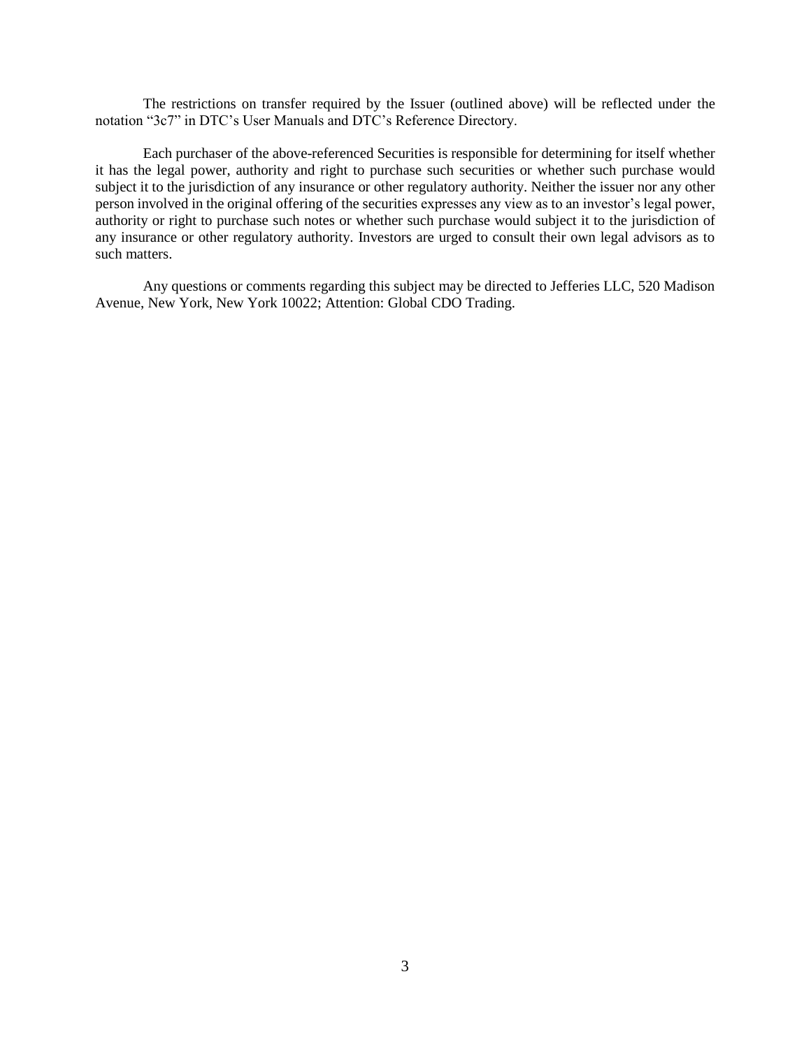The restrictions on transfer required by the Issuer (outlined above) will be reflected under the notation "3c7" in DTC's User Manuals and DTC's Reference Directory.

Each purchaser of the above-referenced Securities is responsible for determining for itself whether it has the legal power, authority and right to purchase such securities or whether such purchase would subject it to the jurisdiction of any insurance or other regulatory authority. Neither the issuer nor any other person involved in the original offering of the securities expresses any view as to an investor's legal power, authority or right to purchase such notes or whether such purchase would subject it to the jurisdiction of any insurance or other regulatory authority. Investors are urged to consult their own legal advisors as to such matters.

Any questions or comments regarding this subject may be directed to Jefferies LLC, 520 Madison Avenue, New York, New York 10022; Attention: Global CDO Trading.